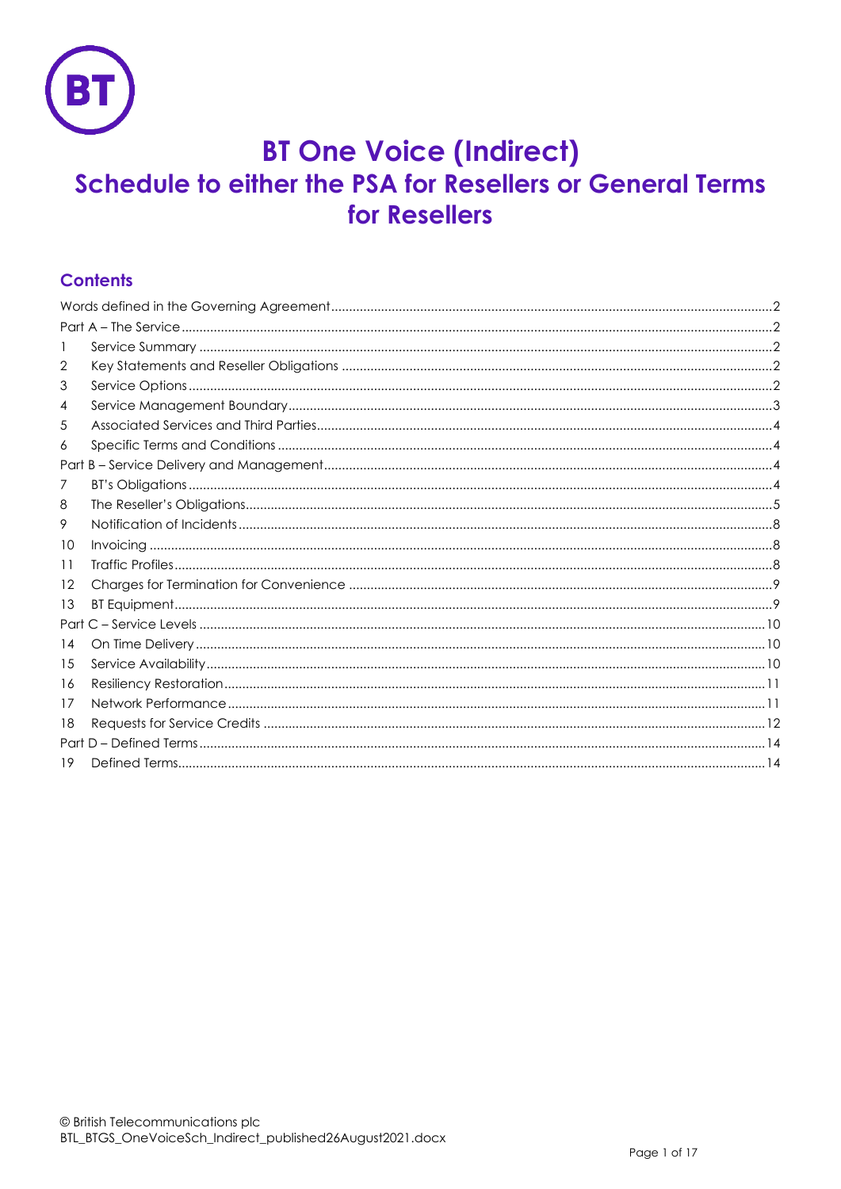# BT One Voice (Indirect)

## Schedule to either the PSA for Resellers or General Terms for Resellers

### Contents

| | | |
|---|---|---|
| Words defined in the Governing Agreement | | 2 |
| Part A – The Service | | 2 |
| 1 | Service Summary | 2 |
| 2 | Key Statements and Reseller Obligations | 2 |
| 3 | Service Options | 2 |
| 4 | Service Management Boundary | 3 |
| 5 | Associated Services and Third Parties | 4 |
| 6 | Specific Terms and Conditions | 4 |
| Part B – Service Delivery and Management | | 4 |
| 7 | BT's Obligations | 4 |
| 8 | The Reseller's Obligations | 5 |
| 9 | Notification of Incidents | 8 |
| 10 | Invoicing | 8 |
| 11 | Traffic Profiles | 8 |
| 12 | Charges for Termination for Convenience | 9 |
| 13 | BT Equipment | 9 |
| Part C – Service Levels | | 10 |
| 14 | On Time Delivery | 10 |
| 15 | Service Availability | 10 |
| 16 | Resiliency Restoration | 11 |
| 17 | Network Performance | 11 |
| 18 | Requests for Service Credits | 12 |
| Part D – Defined Terms | | 14 |
| 19 | Defined Terms | 14 |

© British Telecommunications plc
BTL_BTGS_OneVoiceSch_Indirect_published26August2021.docx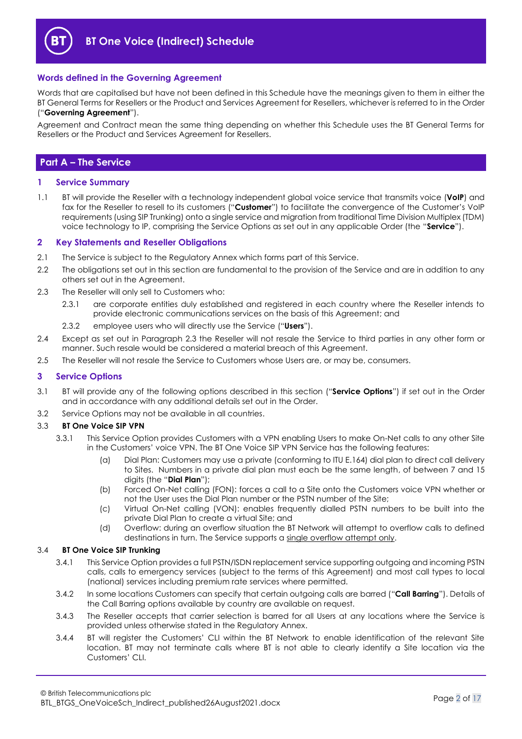## Words defined in the Governing Agreement

Words that are capitalised but have not been defined in this Schedule have the meanings given to them in either the BT General Terms for Resellers or the Product and Services Agreement for Resellers, whichever is referred to in the Order ("**Governing Agreement**").

Agreement and Contract mean the same thing depending on whether this Schedule uses the BT General Terms for Resellers or the Product and Services Agreement for Resellers.

## Part A – The Service

### 1 Service Summary

1.1 BT will provide the Reseller with a technology independent global voice service that transmits voice (**VoIP**) and fax for the Reseller to resell to its customers ("**Customer**") to facilitate the convergence of the Customer's VoIP requirements (using SIP Trunking) onto a single service and migration from traditional Time Division Multiplex (TDM) voice technology to IP, comprising the Service Options as set out in any applicable Order (the "**Service**").

### 2 Key Statements and Reseller Obligations

2.1 The Service is subject to the Regulatory Annex which forms part of this Service.

2.2 The obligations set out in this section are fundamental to the provision of the Service and are in addition to any others set out in the Agreement.

2.3 The Reseller will only sell to Customers who:

2.3.1 are corporate entities duly established and registered in each country where the Reseller intends to provide electronic communications services on the basis of this Agreement; and

2.3.2 employee users who will directly use the Service ("**Users**").

2.4 Except as set out in Paragraph 2.3 the Reseller will not resale the Service to third parties in any other form or manner. Such resale would be considered a material breach of this Agreement.

2.5 The Reseller will not resale the Service to Customers whose Users are, or may be, consumers.

### 3 Service Options

3.1 BT will provide any of the following options described in this section ("**Service Options**") if set out in the Order and in accordance with any additional details set out in the Order.

3.2 Service Options may not be available in all countries.

3.3 **BT One Voice SIP VPN**

3.3.1 This Service Option provides Customers with a VPN enabling Users to make On-Net calls to any other Site in the Customers' voice VPN. The BT One Voice SIP VPN Service has the following features:

(a) Dial Plan: Customers may use a private (conforming to ITU E.164) dial plan to direct call delivery to Sites. Numbers in a private dial plan must each be the same length, of between 7 and 15 digits (the "**Dial Plan**");

(b) Forced On-Net calling (FON): forces a call to a Site onto the Customers voice VPN whether or not the User uses the Dial Plan number or the PSTN number of the Site;

(c) Virtual On-Net calling (VON): enables frequently dialled PSTN numbers to be built into the private Dial Plan to create a virtual Site; and

(d) Overflow: during an overflow situation the BT Network will attempt to overflow calls to defined destinations in turn. The Service supports a single overflow attempt only.

3.4 **BT One Voice SIP Trunking**

3.4.1 This Service Option provides a full PSTN/ISDN replacement service supporting outgoing and incoming PSTN calls, calls to emergency services (subject to the terms of this Agreement) and most call types to local (national) services including premium rate services where permitted.

3.4.2 In some locations Customers can specify that certain outgoing calls are barred ("**Call Barring**"). Details of the Call Barring options available by country are available on request.

3.4.3 The Reseller accepts that carrier selection is barred for all Users at any locations where the Service is provided unless otherwise stated in the Regulatory Annex.

3.4.4 BT will register the Customers' CLI within the BT Network to enable identification of the relevant Site location. BT may not terminate calls where BT is not able to clearly identify a Site location via the Customers' CLI.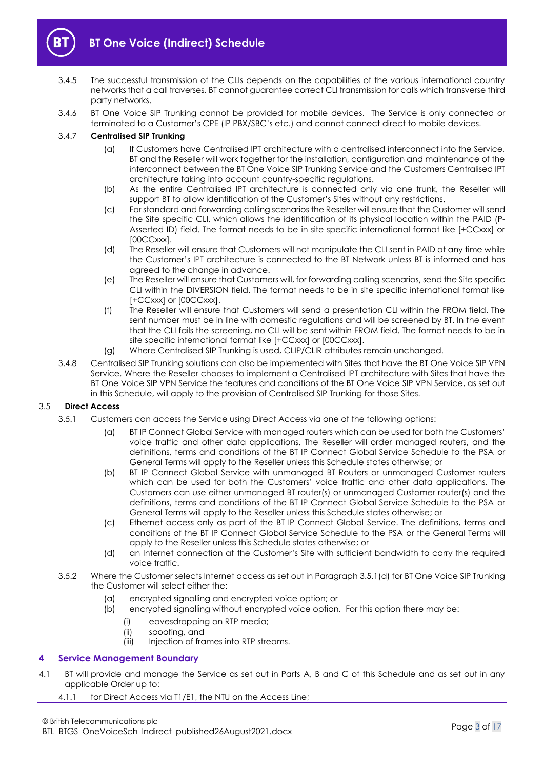3.4.5 The successful transmission of the CLIs depends on the capabilities of the various international country networks that a call traverses. BT cannot guarantee correct CLI transmission for calls which transverse third party networks.

3.4.6 BT One Voice SIP Trunking cannot be provided for mobile devices. The Service is only connected or terminated to a Customer's CPE (IP PBX/SBC's etc.) and cannot connect direct to mobile devices.

3.4.7 **Centralised SIP Trunking**

(a) If Customers have Centralised IPT architecture with a centralised interconnect into the Service, BT and the Reseller will work together for the installation, configuration and maintenance of the interconnect between the BT One Voice SIP Trunking Service and the Customers Centralised IPT architecture taking into account country-specific regulations.

(b) As the entire Centralised IPT architecture is connected only via one trunk, the Reseller will support BT to allow identification of the Customer's Sites without any restrictions.

(c) For standard and forwarding calling scenarios the Reseller will ensure that the Customer will send the Site specific CLI, which allows the identification of its physical location within the PAID (P-Asserted ID) field. The format needs to be in site specific international format like [+CCxxx] or [00CCxxx].

(d) The Reseller will ensure that Customers will not manipulate the CLI sent in PAID at any time while the Customer's IPT architecture is connected to the BT Network unless BT is informed and has agreed to the change in advance.

(e) The Reseller will ensure that Customers will, for forwarding calling scenarios, send the Site specific CLI within the DIVERSION field. The format needs to be in site specific international format like [+CCxxx] or [00CCxxx].

(f) The Reseller will ensure that Customers will send a presentation CLI within the FROM field. The sent number must be in line with domestic regulations and will be screened by BT. In the event that the CLI fails the screening, no CLI will be sent within FROM field. The format needs to be in site specific international format like [+CCxxx] or [00CCxxx].

(g) Where Centralised SIP Trunking is used, CLIP/CLIR attributes remain unchanged.

3.4.8 Centralised SIP Trunking solutions can also be implemented with Sites that have the BT One Voice SIP VPN Service. Where the Reseller chooses to implement a Centralised IPT architecture with Sites that have the BT One Voice SIP VPN Service the features and conditions of the BT One Voice SIP VPN Service, as set out in this Schedule, will apply to the provision of Centralised SIP Trunking for those Sites.

3.5 **Direct Access**

3.5.1 Customers can access the Service using Direct Access via one of the following options:

(a) BT IP Connect Global Service with managed routers which can be used for both the Customers' voice traffic and other data applications. The Reseller will order managed routers, and the definitions, terms and conditions of the BT IP Connect Global Service Schedule to the PSA or General Terms will apply to the Reseller unless this Schedule states otherwise; or

(b) BT IP Connect Global Service with unmanaged BT Routers or unmanaged Customer routers which can be used for both the Customers' voice traffic and other data applications. The Customers can use either unmanaged BT router(s) or unmanaged Customer router(s) and the definitions, terms and conditions of the BT IP Connect Global Service Schedule to the PSA or General Terms will apply to the Reseller unless this Schedule states otherwise; or

(c) Ethernet access only as part of the BT IP Connect Global Service. The definitions, terms and conditions of the BT IP Connect Global Service Schedule to the PSA or the General Terms will apply to the Reseller unless this Schedule states otherwise; or

(d) an Internet connection at the Customer's Site with sufficient bandwidth to carry the required voice traffic.

3.5.2 Where the Customer selects Internet access as set out in Paragraph 3.5.1(d) for BT One Voice SIP Trunking the Customer will select either the:

(a) encrypted signalling and encrypted voice option; or

(b) encrypted signalling without encrypted voice option. For this option there may be:

(i) eavesdropping on RTP media;

(ii) spoofing, and

(iii) Injection of frames into RTP streams.

## 4 Service Management Boundary

4.1 BT will provide and manage the Service as set out in Parts A, B and C of this Schedule and as set out in any applicable Order up to:

4.1.1 for Direct Access via T1/E1, the NTU on the Access Line;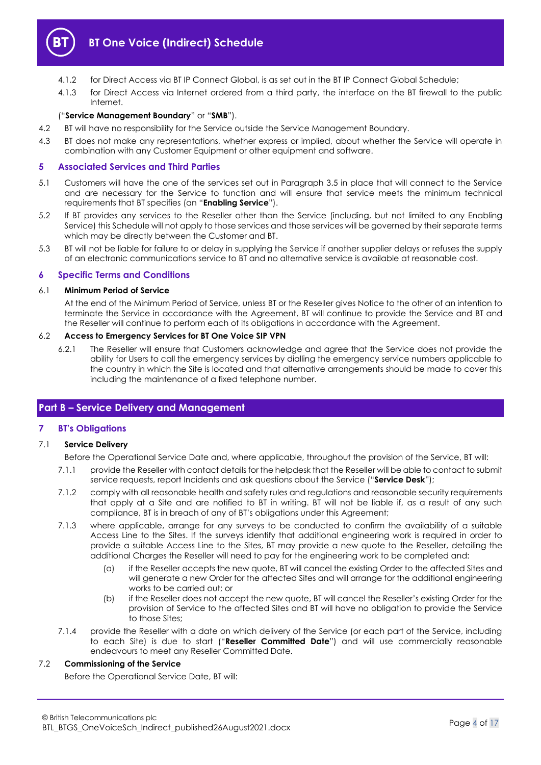4.1.2 for Direct Access via BT IP Connect Global, is as set out in the BT IP Connect Global Schedule;

4.1.3 for Direct Access via Internet ordered from a third party, the interface on the BT firewall to the public Internet.

("**Service Management Boundary**" or "**SMB**").

4.2 BT will have no responsibility for the Service outside the Service Management Boundary.

4.3 BT does not make any representations, whether express or implied, about whether the Service will operate in combination with any Customer Equipment or other equipment and software.

## 5 Associated Services and Third Parties

5.1 Customers will have the one of the services set out in Paragraph 3.5 in place that will connect to the Service and are necessary for the Service to function and will ensure that service meets the minimum technical requirements that BT specifies (an "**Enabling Service**").

5.2 If BT provides any services to the Reseller other than the Service (including, but not limited to any Enabling Service) this Schedule will not apply to those services and those services will be governed by their separate terms which may be directly between the Customer and BT.

5.3 BT will not be liable for failure to or delay in supplying the Service if another supplier delays or refuses the supply of an electronic communications service to BT and no alternative service is available at reasonable cost.

## 6 Specific Terms and Conditions

6.1 **Minimum Period of Service**

At the end of the Minimum Period of Service, unless BT or the Reseller gives Notice to the other of an intention to terminate the Service in accordance with the Agreement, BT will continue to provide the Service and BT and the Reseller will continue to perform each of its obligations in accordance with the Agreement.

6.2 **Access to Emergency Services for BT One Voice SIP VPN**

6.2.1 The Reseller will ensure that Customers acknowledge and agree that the Service does not provide the ability for Users to call the emergency services by dialling the emergency service numbers applicable to the country in which the Site is located and that alternative arrangements should be made to cover this including the maintenance of a fixed telephone number.

# Part B – Service Delivery and Management

## 7 BT's Obligations

7.1 **Service Delivery**

Before the Operational Service Date and, where applicable, throughout the provision of the Service, BT will:

7.1.1 provide the Reseller with contact details for the helpdesk that the Reseller will be able to contact to submit service requests, report Incidents and ask questions about the Service ("**Service Desk**");

7.1.2 comply with all reasonable health and safety rules and regulations and reasonable security requirements that apply at a Site and are notified to BT in writing. BT will not be liable if, as a result of any such compliance, BT is in breach of any of BT's obligations under this Agreement;

7.1.3 where applicable, arrange for any surveys to be conducted to confirm the availability of a suitable Access Line to the Sites. If the surveys identify that additional engineering work is required in order to provide a suitable Access Line to the Sites, BT may provide a new quote to the Reseller, detailing the additional Charges the Reseller will need to pay for the engineering work to be completed and:

(a) if the Reseller accepts the new quote, BT will cancel the existing Order to the affected Sites and will generate a new Order for the affected Sites and will arrange for the additional engineering works to be carried out; or

(b) if the Reseller does not accept the new quote, BT will cancel the Reseller's existing Order for the provision of Service to the affected Sites and BT will have no obligation to provide the Service to those Sites;

7.1.4 provide the Reseller with a date on which delivery of the Service (or each part of the Service, including to each Site) is due to start ("**Reseller Committed Date**") and will use commercially reasonable endeavours to meet any Reseller Committed Date.

7.2 **Commissioning of the Service**

Before the Operational Service Date, BT will: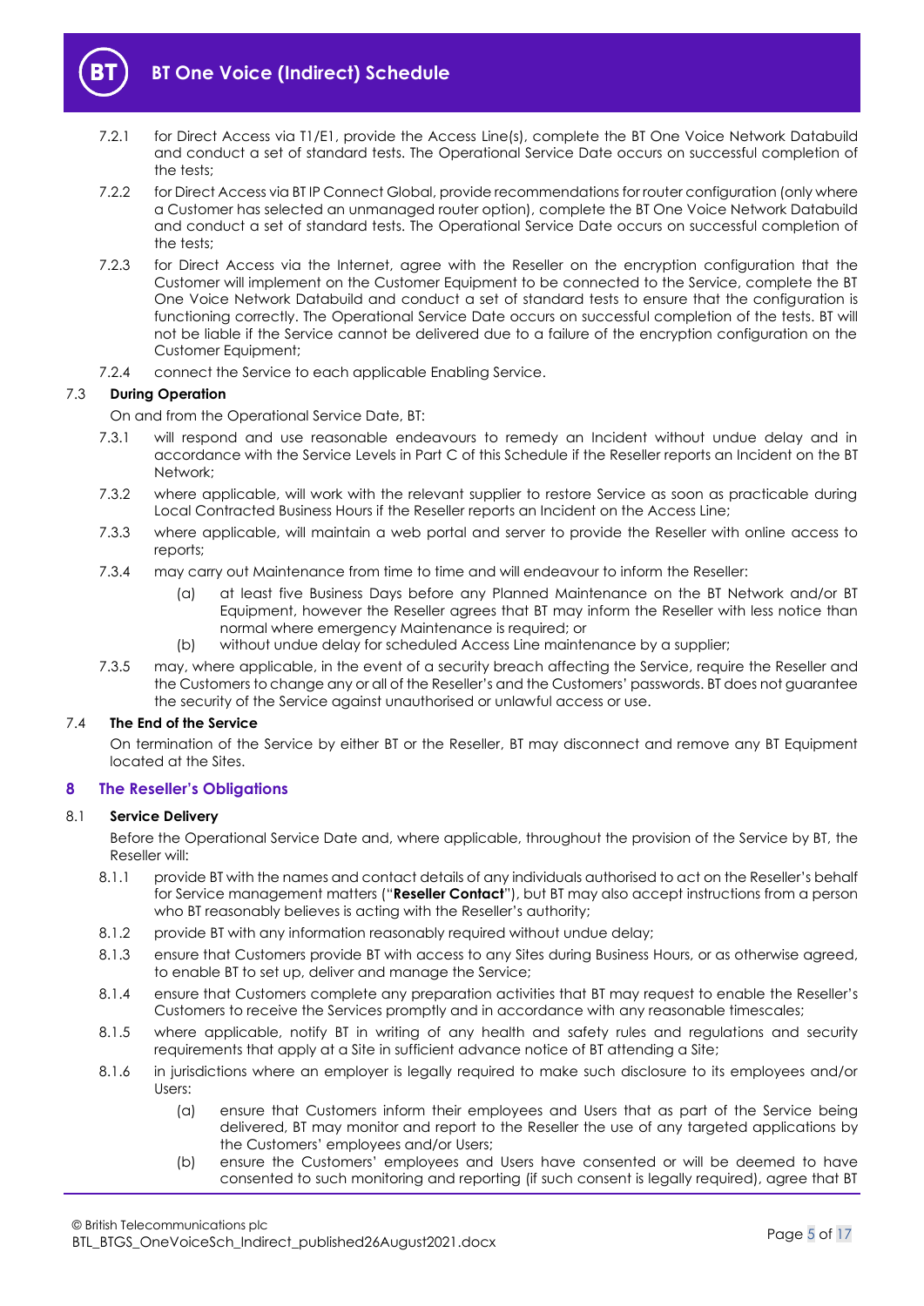7.2.1 for Direct Access via T1/E1, provide the Access Line(s), complete the BT One Voice Network Databuild and conduct a set of standard tests. The Operational Service Date occurs on successful completion of the tests;

7.2.2 for Direct Access via BT IP Connect Global, provide recommendations for router configuration (only where a Customer has selected an unmanaged router option), complete the BT One Voice Network Databuild and conduct a set of standard tests. The Operational Service Date occurs on successful completion of the tests;

7.2.3 for Direct Access via the Internet, agree with the Reseller on the encryption configuration that the Customer will implement on the Customer Equipment to be connected to the Service, complete the BT One Voice Network Databuild and conduct a set of standard tests to ensure that the configuration is functioning correctly. The Operational Service Date occurs on successful completion of the tests. BT will not be liable if the Service cannot be delivered due to a failure of the encryption configuration on the Customer Equipment;

7.2.4 connect the Service to each applicable Enabling Service.

### 7.3 During Operation

On and from the Operational Service Date, BT:

7.3.1 will respond and use reasonable endeavours to remedy an Incident without undue delay and in accordance with the Service Levels in Part C of this Schedule if the Reseller reports an Incident on the BT Network;

7.3.2 where applicable, will work with the relevant supplier to restore Service as soon as practicable during Local Contracted Business Hours if the Reseller reports an Incident on the Access Line;

7.3.3 where applicable, will maintain a web portal and server to provide the Reseller with online access to reports;

7.3.4 may carry out Maintenance from time to time and will endeavour to inform the Reseller:

(a) at least five Business Days before any Planned Maintenance on the BT Network and/or BT Equipment, however the Reseller agrees that BT may inform the Reseller with less notice than normal where emergency Maintenance is required; or

(b) without undue delay for scheduled Access Line maintenance by a supplier;

7.3.5 may, where applicable, in the event of a security breach affecting the Service, require the Reseller and the Customers to change any or all of the Reseller's and the Customers' passwords. BT does not guarantee the security of the Service against unauthorised or unlawful access or use.

### 7.4 The End of the Service

On termination of the Service by either BT or the Reseller, BT may disconnect and remove any BT Equipment located at the Sites.

## 8 The Reseller's Obligations

### 8.1 Service Delivery

Before the Operational Service Date and, where applicable, throughout the provision of the Service by BT, the Reseller will:

8.1.1 provide BT with the names and contact details of any individuals authorised to act on the Reseller's behalf for Service management matters ("**Reseller Contact**"), but BT may also accept instructions from a person who BT reasonably believes is acting with the Reseller's authority;

8.1.2 provide BT with any information reasonably required without undue delay;

8.1.3 ensure that Customers provide BT with access to any Sites during Business Hours, or as otherwise agreed, to enable BT to set up, deliver and manage the Service;

8.1.4 ensure that Customers complete any preparation activities that BT may request to enable the Reseller's Customers to receive the Services promptly and in accordance with any reasonable timescales;

8.1.5 where applicable, notify BT in writing of any health and safety rules and regulations and security requirements that apply at a Site in sufficient advance notice of BT attending a Site;

8.1.6 in jurisdictions where an employer is legally required to make such disclosure to its employees and/or Users:

(a) ensure that Customers inform their employees and Users that as part of the Service being delivered, BT may monitor and report to the Reseller the use of any targeted applications by the Customers' employees and/or Users;

(b) ensure the Customers' employees and Users have consented or will be deemed to have consented to such monitoring and reporting (if such consent is legally required), agree that BT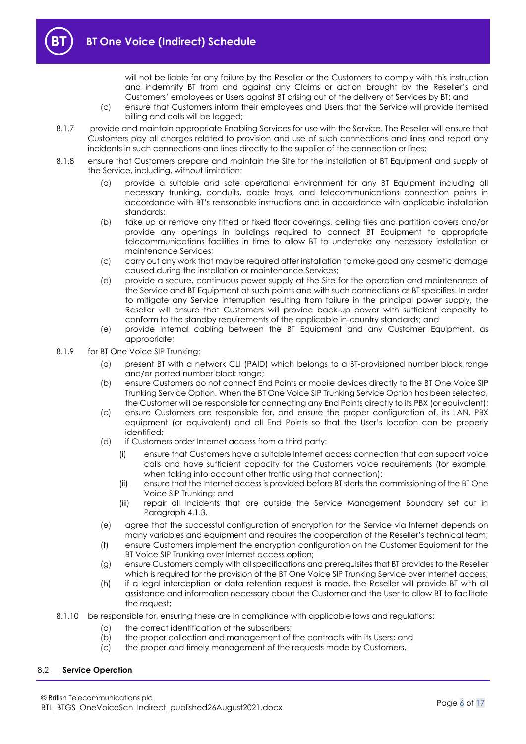will not be liable for any failure by the Reseller or the Customers to comply with this instruction and indemnify BT from and against any Claims or action brought by the Reseller's and Customers' employees or Users against BT arising out of the delivery of Services by BT; and

(c) ensure that Customers inform their employees and Users that the Service will provide itemised billing and calls will be logged;

8.1.7 provide and maintain appropriate Enabling Services for use with the Service. The Reseller will ensure that Customers pay all charges related to provision and use of such connections and lines and report any incidents in such connections and lines directly to the supplier of the connection or lines;

8.1.8 ensure that Customers prepare and maintain the Site for the installation of BT Equipment and supply of the Service, including, without limitation:

(a) provide a suitable and safe operational environment for any BT Equipment including all necessary trunking, conduits, cable trays, and telecommunications connection points in accordance with BT's reasonable instructions and in accordance with applicable installation standards;

(b) take up or remove any fitted or fixed floor coverings, ceiling tiles and partition covers and/or provide any openings in buildings required to connect BT Equipment to appropriate telecommunications facilities in time to allow BT to undertake any necessary installation or maintenance Services;

(c) carry out any work that may be required after installation to make good any cosmetic damage caused during the installation or maintenance Services;

(d) provide a secure, continuous power supply at the Site for the operation and maintenance of the Service and BT Equipment at such points and with such connections as BT specifies. In order to mitigate any Service interruption resulting from failure in the principal power supply, the Reseller will ensure that Customers will provide back-up power with sufficient capacity to conform to the standby requirements of the applicable in-country standards; and

(e) provide internal cabling between the BT Equipment and any Customer Equipment, as appropriate;

8.1.9 for BT One Voice SIP Trunking:

(a) present BT with a network CLI (PAID) which belongs to a BT-provisioned number block range and/or ported number block range;

(b) ensure Customers do not connect End Points or mobile devices directly to the BT One Voice SIP Trunking Service Option. When the BT One Voice SIP Trunking Service Option has been selected, the Customer will be responsible for connecting any End Points directly to its PBX (or equivalent);

(c) ensure Customers are responsible for, and ensure the proper configuration of, its LAN, PBX equipment (or equivalent) and all End Points so that the User's location can be properly identified;

(d) if Customers order Internet access from a third party:

(i) ensure that Customers have a suitable Internet access connection that can support voice calls and have sufficient capacity for the Customers voice requirements (for example, when taking into account other traffic using that connection);

(ii) ensure that the Internet access is provided before BT starts the commissioning of the BT One Voice SIP Trunking; and

(iii) repair all Incidents that are outside the Service Management Boundary set out in Paragraph 4.1.3.

(e) agree that the successful configuration of encryption for the Service via Internet depends on many variables and equipment and requires the cooperation of the Reseller's technical team;

(f) ensure Customers implement the encryption configuration on the Customer Equipment for the BT Voice SIP Trunking over Internet access option;

(g) ensure Customers comply with all specifications and prerequisites that BT provides to the Reseller which is required for the provision of the BT One Voice SIP Trunking Service over Internet access;

(h) if a legal interception or data retention request is made, the Reseller will provide BT with all assistance and information necessary about the Customer and the User to allow BT to facilitate the request;

8.1.10 be responsible for, ensuring these are in compliance with applicable laws and regulations:

(a) the correct identification of the subscribers;

(b) the proper collection and management of the contracts with its Users; and

(c) the proper and timely management of the requests made by Customers,

### 8.2 Service Operation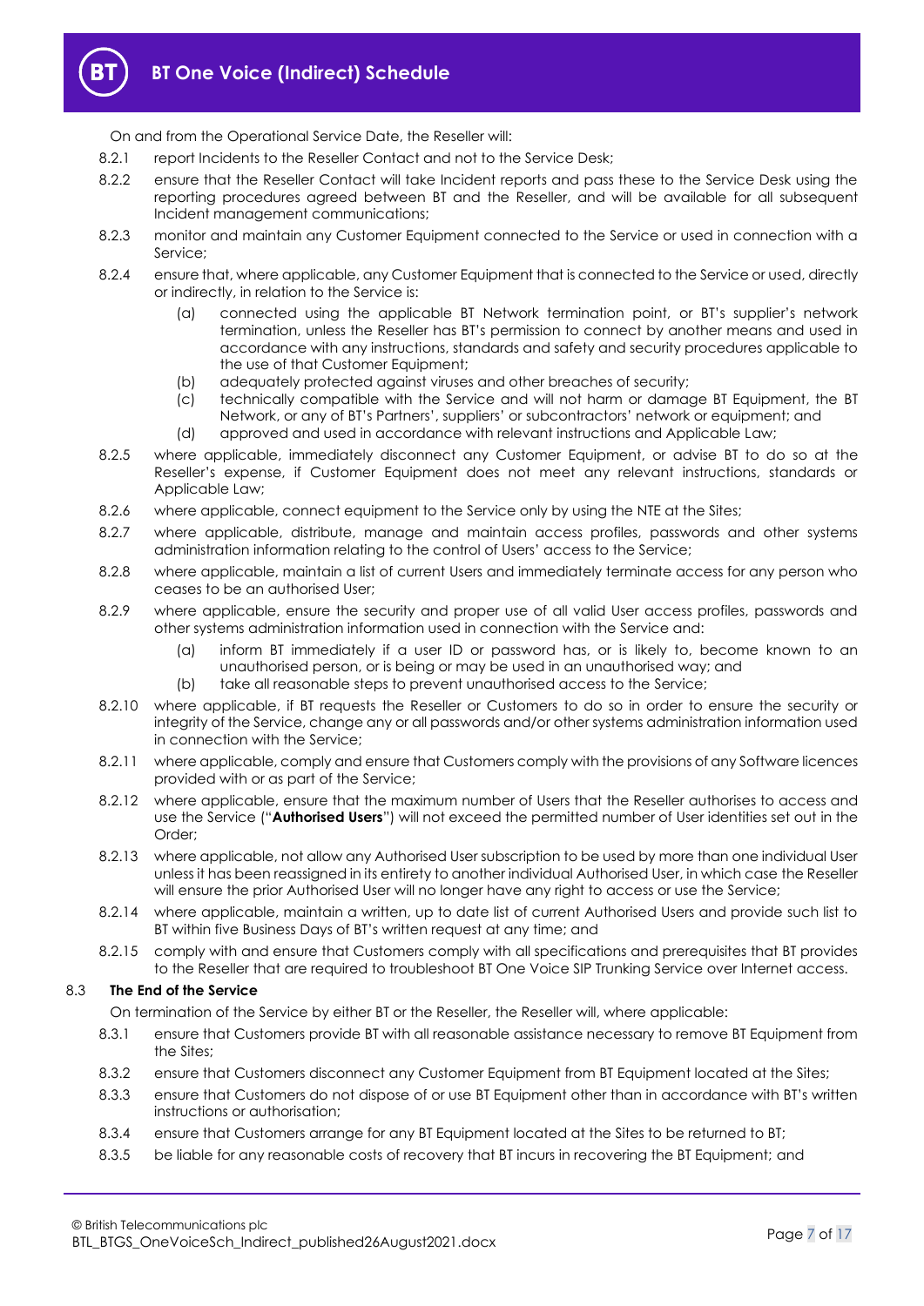On and from the Operational Service Date, the Reseller will:

8.2.1 report Incidents to the Reseller Contact and not to the Service Desk;

8.2.2 ensure that the Reseller Contact will take Incident reports and pass these to the Service Desk using the reporting procedures agreed between BT and the Reseller, and will be available for all subsequent Incident management communications;

8.2.3 monitor and maintain any Customer Equipment connected to the Service or used in connection with a Service;

8.2.4 ensure that, where applicable, any Customer Equipment that is connected to the Service or used, directly or indirectly, in relation to the Service is:

(a) connected using the applicable BT Network termination point, or BT's supplier's network termination, unless the Reseller has BT's permission to connect by another means and used in accordance with any instructions, standards and safety and security procedures applicable to the use of that Customer Equipment;

(b) adequately protected against viruses and other breaches of security;

(c) technically compatible with the Service and will not harm or damage BT Equipment, the BT Network, or any of BT's Partners', suppliers' or subcontractors' network or equipment; and

(d) approved and used in accordance with relevant instructions and Applicable Law;

8.2.5 where applicable, immediately disconnect any Customer Equipment, or advise BT to do so at the Reseller's expense, if Customer Equipment does not meet any relevant instructions, standards or Applicable Law;

8.2.6 where applicable, connect equipment to the Service only by using the NTE at the Sites;

8.2.7 where applicable, distribute, manage and maintain access profiles, passwords and other systems administration information relating to the control of Users' access to the Service;

8.2.8 where applicable, maintain a list of current Users and immediately terminate access for any person who ceases to be an authorised User;

8.2.9 where applicable, ensure the security and proper use of all valid User access profiles, passwords and other systems administration information used in connection with the Service and:

(a) inform BT immediately if a user ID or password has, or is likely to, become known to an unauthorised person, or is being or may be used in an unauthorised way; and

(b) take all reasonable steps to prevent unauthorised access to the Service;

8.2.10 where applicable, if BT requests the Reseller or Customers to do so in order to ensure the security or integrity of the Service, change any or all passwords and/or other systems administration information used in connection with the Service;

8.2.11 where applicable, comply and ensure that Customers comply with the provisions of any Software licences provided with or as part of the Service;

8.2.12 where applicable, ensure that the maximum number of Users that the Reseller authorises to access and use the Service ("**Authorised Users**") will not exceed the permitted number of User identities set out in the Order;

8.2.13 where applicable, not allow any Authorised User subscription to be used by more than one individual User unless it has been reassigned in its entirety to another individual Authorised User, in which case the Reseller will ensure the prior Authorised User will no longer have any right to access or use the Service;

8.2.14 where applicable, maintain a written, up to date list of current Authorised Users and provide such list to BT within five Business Days of BT's written request at any time; and

8.2.15 comply with and ensure that Customers comply with all specifications and prerequisites that BT provides to the Reseller that are required to troubleshoot BT One Voice SIP Trunking Service over Internet access.

### 8.3 The End of the Service

On termination of the Service by either BT or the Reseller, the Reseller will, where applicable:

8.3.1 ensure that Customers provide BT with all reasonable assistance necessary to remove BT Equipment from the Sites;

8.3.2 ensure that Customers disconnect any Customer Equipment from BT Equipment located at the Sites;

8.3.3 ensure that Customers do not dispose of or use BT Equipment other than in accordance with BT's written instructions or authorisation;

8.3.4 ensure that Customers arrange for any BT Equipment located at the Sites to be returned to BT;

8.3.5 be liable for any reasonable costs of recovery that BT incurs in recovering the BT Equipment; and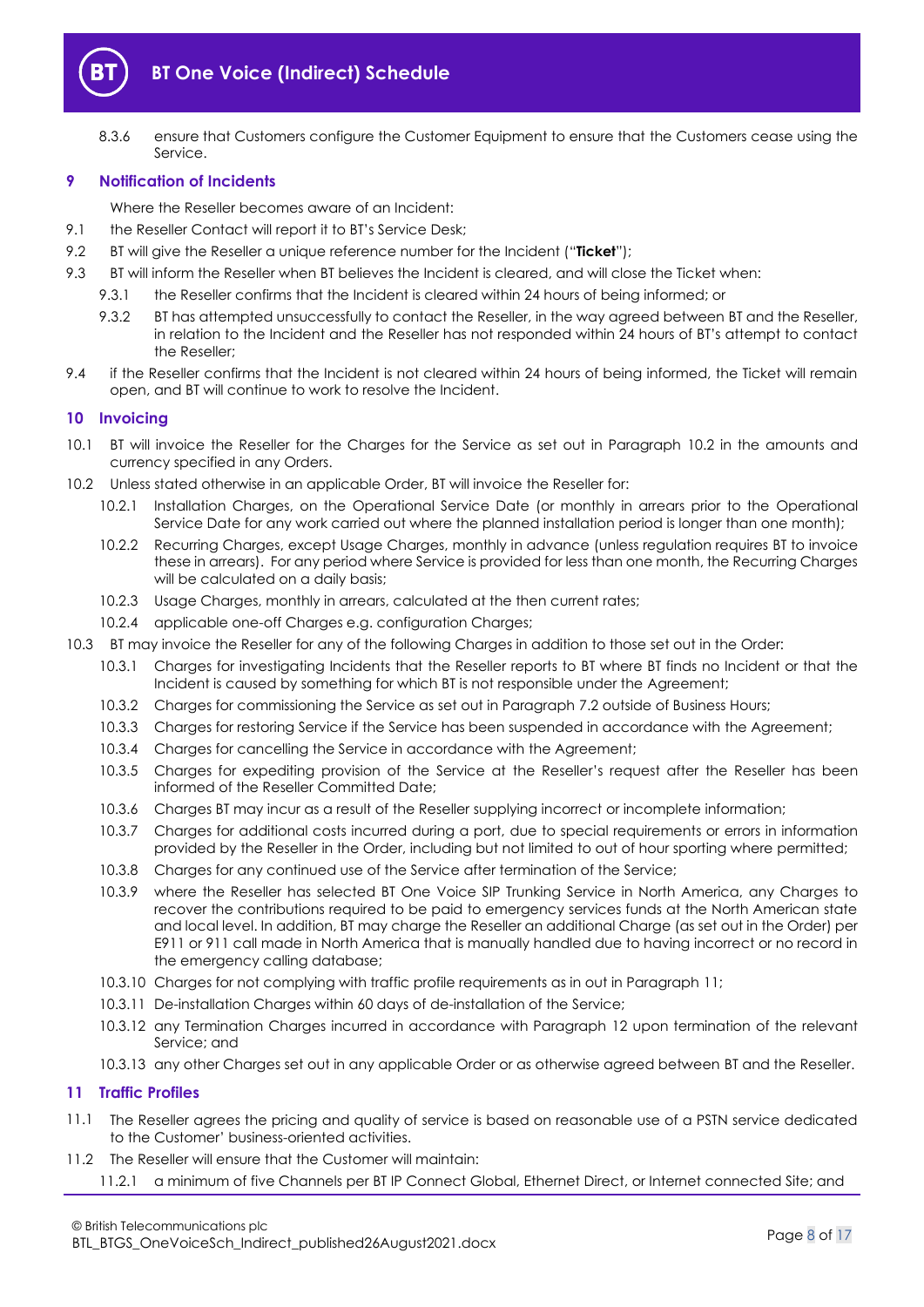8.3.6 ensure that Customers configure the Customer Equipment to ensure that the Customers cease using the Service.

## 9 Notification of Incidents

Where the Reseller becomes aware of an Incident:

9.1 the Reseller Contact will report it to BT's Service Desk;

9.2 BT will give the Reseller a unique reference number for the Incident ("**Ticket**");

9.3 BT will inform the Reseller when BT believes the Incident is cleared, and will close the Ticket when:

9.3.1 the Reseller confirms that the Incident is cleared within 24 hours of being informed; or

9.3.2 BT has attempted unsuccessfully to contact the Reseller, in the way agreed between BT and the Reseller, in relation to the Incident and the Reseller has not responded within 24 hours of BT's attempt to contact the Reseller;

9.4 if the Reseller confirms that the Incident is not cleared within 24 hours of being informed, the Ticket will remain open, and BT will continue to work to resolve the Incident.

## 10 Invoicing

10.1 BT will invoice the Reseller for the Charges for the Service as set out in Paragraph 10.2 in the amounts and currency specified in any Orders.

10.2 Unless stated otherwise in an applicable Order, BT will invoice the Reseller for:

10.2.1 Installation Charges, on the Operational Service Date (or monthly in arrears prior to the Operational Service Date for any work carried out where the planned installation period is longer than one month);

10.2.2 Recurring Charges, except Usage Charges, monthly in advance (unless regulation requires BT to invoice these in arrears). For any period where Service is provided for less than one month, the Recurring Charges will be calculated on a daily basis;

10.2.3 Usage Charges, monthly in arrears, calculated at the then current rates;

10.2.4 applicable one-off Charges e.g. configuration Charges;

10.3 BT may invoice the Reseller for any of the following Charges in addition to those set out in the Order:

10.3.1 Charges for investigating Incidents that the Reseller reports to BT where BT finds no Incident or that the Incident is caused by something for which BT is not responsible under the Agreement;

10.3.2 Charges for commissioning the Service as set out in Paragraph 7.2 outside of Business Hours;

10.3.3 Charges for restoring Service if the Service has been suspended in accordance with the Agreement;

10.3.4 Charges for cancelling the Service in accordance with the Agreement;

10.3.5 Charges for expediting provision of the Service at the Reseller's request after the Reseller has been informed of the Reseller Committed Date;

10.3.6 Charges BT may incur as a result of the Reseller supplying incorrect or incomplete information;

10.3.7 Charges for additional costs incurred during a port, due to special requirements or errors in information provided by the Reseller in the Order, including but not limited to out of hour sporting where permitted;

10.3.8 Charges for any continued use of the Service after termination of the Service;

10.3.9 where the Reseller has selected BT One Voice SIP Trunking Service in North America, any Charges to recover the contributions required to be paid to emergency services funds at the North American state and local level. In addition, BT may charge the Reseller an additional Charge (as set out in the Order) per E911 or 911 call made in North America that is manually handled due to having incorrect or no record in the emergency calling database;

10.3.10 Charges for not complying with traffic profile requirements as in out in Paragraph 11;

10.3.11 De-installation Charges within 60 days of de-installation of the Service;

10.3.12 any Termination Charges incurred in accordance with Paragraph 12 upon termination of the relevant Service; and

10.3.13 any other Charges set out in any applicable Order or as otherwise agreed between BT and the Reseller.

## 11 Traffic Profiles

11.1 The Reseller agrees the pricing and quality of service is based on reasonable use of a PSTN service dedicated to the Customer' business-oriented activities.

11.2 The Reseller will ensure that the Customer will maintain:

11.2.1 a minimum of five Channels per BT IP Connect Global, Ethernet Direct, or Internet connected Site; and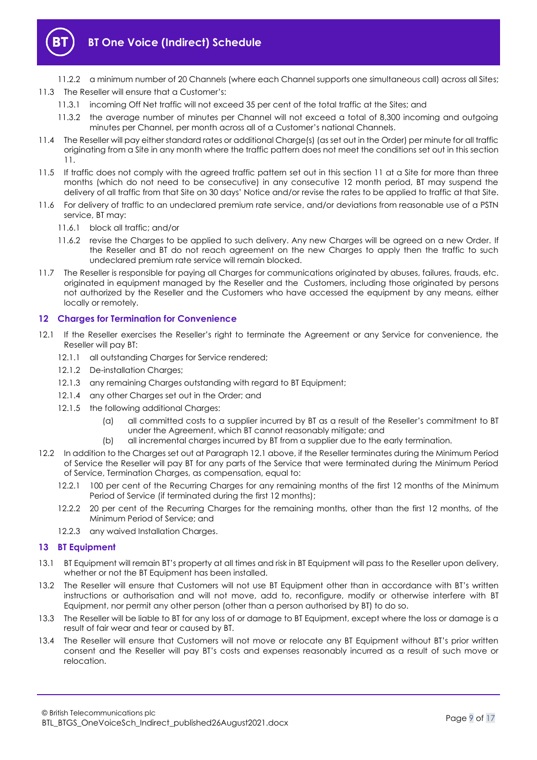11.2.2 a minimum number of 20 Channels (where each Channel supports one simultaneous call) across all Sites;

11.3 The Reseller will ensure that a Customer's:

11.3.1 incoming Off Net traffic will not exceed 35 per cent of the total traffic at the Sites; and

11.3.2 the average number of minutes per Channel will not exceed a total of 8,300 incoming and outgoing minutes per Channel, per month across all of a Customer's national Channels.

11.4 The Reseller will pay either standard rates or additional Charge(s) (as set out in the Order) per minute for all traffic originating from a Site in any month where the traffic pattern does not meet the conditions set out in this section 11.

11.5 If traffic does not comply with the agreed traffic pattern set out in this section 11 at a Site for more than three months (which do not need to be consecutive) in any consecutive 12 month period, BT may suspend the delivery of all traffic from that Site on 30 days' Notice and/or revise the rates to be applied to traffic at that Site.

11.6 For delivery of traffic to an undeclared premium rate service, and/or deviations from reasonable use of a PSTN service, BT may:

11.6.1 block all traffic; and/or

11.6.2 revise the Charges to be applied to such delivery. Any new Charges will be agreed on a new Order. If the Reseller and BT do not reach agreement on the new Charges to apply then the traffic to such undeclared premium rate service will remain blocked.

11.7 The Reseller is responsible for paying all Charges for communications originated by abuses, failures, frauds, etc. originated in equipment managed by the Reseller and the Customers, including those originated by persons not authorized by the Reseller and the Customers who have accessed the equipment by any means, either locally or remotely.

## 12 Charges for Termination for Convenience

12.1 If the Reseller exercises the Reseller's right to terminate the Agreement or any Service for convenience, the Reseller will pay BT:

12.1.1 all outstanding Charges for Service rendered;

12.1.2 De-installation Charges;

12.1.3 any remaining Charges outstanding with regard to BT Equipment;

12.1.4 any other Charges set out in the Order; and

12.1.5 the following additional Charges:

(a) all committed costs to a supplier incurred by BT as a result of the Reseller's commitment to BT under the Agreement, which BT cannot reasonably mitigate; and

(b) all incremental charges incurred by BT from a supplier due to the early termination.

12.2 In addition to the Charges set out at Paragraph 12.1 above, if the Reseller terminates during the Minimum Period of Service the Reseller will pay BT for any parts of the Service that were terminated during the Minimum Period of Service, Termination Charges, as compensation, equal to:

12.2.1 100 per cent of the Recurring Charges for any remaining months of the first 12 months of the Minimum Period of Service (if terminated during the first 12 months);

12.2.2 20 per cent of the Recurring Charges for the remaining months, other than the first 12 months, of the Minimum Period of Service; and

12.2.3 any waived Installation Charges.

## 13 BT Equipment

13.1 BT Equipment will remain BT's property at all times and risk in BT Equipment will pass to the Reseller upon delivery, whether or not the BT Equipment has been installed.

13.2 The Reseller will ensure that Customers will not use BT Equipment other than in accordance with BT's written instructions or authorisation and will not move, add to, reconfigure, modify or otherwise interfere with BT Equipment, nor permit any other person (other than a person authorised by BT) to do so.

13.3 The Reseller will be liable to BT for any loss of or damage to BT Equipment, except where the loss or damage is a result of fair wear and tear or caused by BT.

13.4 The Reseller will ensure that Customers will not move or relocate any BT Equipment without BT's prior written consent and the Reseller will pay BT's costs and expenses reasonably incurred as a result of such move or relocation.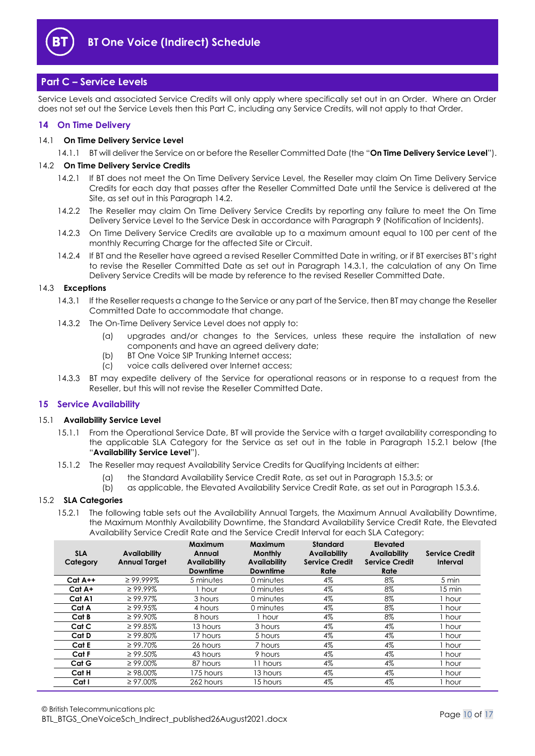## Part C – Service Levels

Service Levels and associated Service Credits will only apply where specifically set out in an Order. Where an Order does not set out the Service Levels then this Part C, including any Service Credits, will not apply to that Order.

### 14 On Time Delivery

#### 14.1 On Time Delivery Service Level

14.1.1 BT will deliver the Service on or before the Reseller Committed Date (the "**On Time Delivery Service Level**").

#### 14.2 On Time Delivery Service Credits

14.2.1 If BT does not meet the On Time Delivery Service Level, the Reseller may claim On Time Delivery Service Credits for each day that passes after the Reseller Committed Date until the Service is delivered at the Site, as set out in this Paragraph 14.2.

14.2.2 The Reseller may claim On Time Delivery Service Credits by reporting any failure to meet the On Time Delivery Service Level to the Service Desk in accordance with Paragraph 9 (Notification of Incidents).

14.2.3 On Time Delivery Service Credits are available up to a maximum amount equal to 100 per cent of the monthly Recurring Charge for the affected Site or Circuit.

14.2.4 If BT and the Reseller have agreed a revised Reseller Committed Date in writing, or if BT exercises BT's right to revise the Reseller Committed Date as set out in Paragraph 14.3.1, the calculation of any On Time Delivery Service Credits will be made by reference to the revised Reseller Committed Date.

#### 14.3 Exceptions

14.3.1 If the Reseller requests a change to the Service or any part of the Service, then BT may change the Reseller Committed Date to accommodate that change.

14.3.2 The On-Time Delivery Service Level does not apply to:

(a) upgrades and/or changes to the Services, unless these require the installation of new components and have an agreed delivery date;

(b) BT One Voice SIP Trunking Internet access;

(c) voice calls delivered over Internet access;

14.3.3 BT may expedite delivery of the Service for operational reasons or in response to a request from the Reseller, but this will not revise the Reseller Committed Date.

### 15 Service Availability

#### 15.1 Availability Service Level

15.1.1 From the Operational Service Date, BT will provide the Service with a target availability corresponding to the applicable SLA Category for the Service as set out in the table in Paragraph 15.2.1 below (the "**Availability Service Level**").

15.1.2 The Reseller may request Availability Service Credits for Qualifying Incidents at either:

(a) the Standard Availability Service Credit Rate, as set out in Paragraph 15.3.5; or

(b) as applicable, the Elevated Availability Service Credit Rate, as set out in Paragraph 15.3.6.

#### 15.2 SLA Categories

15.2.1 The following table sets out the Availability Annual Targets, the Maximum Annual Availability Downtime, the Maximum Monthly Availability Downtime, the Standard Availability Service Credit Rate, the Elevated Availability Service Credit Rate and the Service Credit Interval for each SLA Category:

| SLA Category | Availability Annual Target | Maximum Annual Availability Downtime | Maximum Monthly Availability Downtime | Standard Availability Service Credit Rate | Elevated Availability Service Credit Rate | Service Credit Interval |
|---|---|---|---|---|---|---|
| **Cat A++** | ≥ 99.999% | 5 minutes | 0 minutes | 4% | 8% | 5 min |
| **Cat A+** | ≥ 99.99% | 1 hour | 0 minutes | 4% | 8% | 15 min |
| **Cat A1** | ≥ 99.97% | 3 hours | 0 minutes | 4% | 8% | 1 hour |
| **Cat A** | ≥ 99.95% | 4 hours | 0 minutes | 4% | 8% | 1 hour |
| **Cat B** | ≥ 99.90% | 8 hours | 1 hour | 4% | 8% | 1 hour |
| **Cat C** | ≥ 99.85% | 13 hours | 3 hours | 4% | 4% | 1 hour |
| **Cat D** | ≥ 99.80% | 17 hours | 5 hours | 4% | 4% | 1 hour |
| **Cat E** | ≥ 99.70% | 26 hours | 7 hours | 4% | 4% | 1 hour |
| **Cat F** | ≥ 99.50% | 43 hours | 9 hours | 4% | 4% | 1 hour |
| **Cat G** | ≥ 99.00% | 87 hours | 11 hours | 4% | 4% | 1 hour |
| **Cat H** | ≥ 98.00% | 175 hours | 13 hours | 4% | 4% | 1 hour |
| **Cat I** | ≥ 97.00% | 262 hours | 15 hours | 4% | 4% | 1 hour |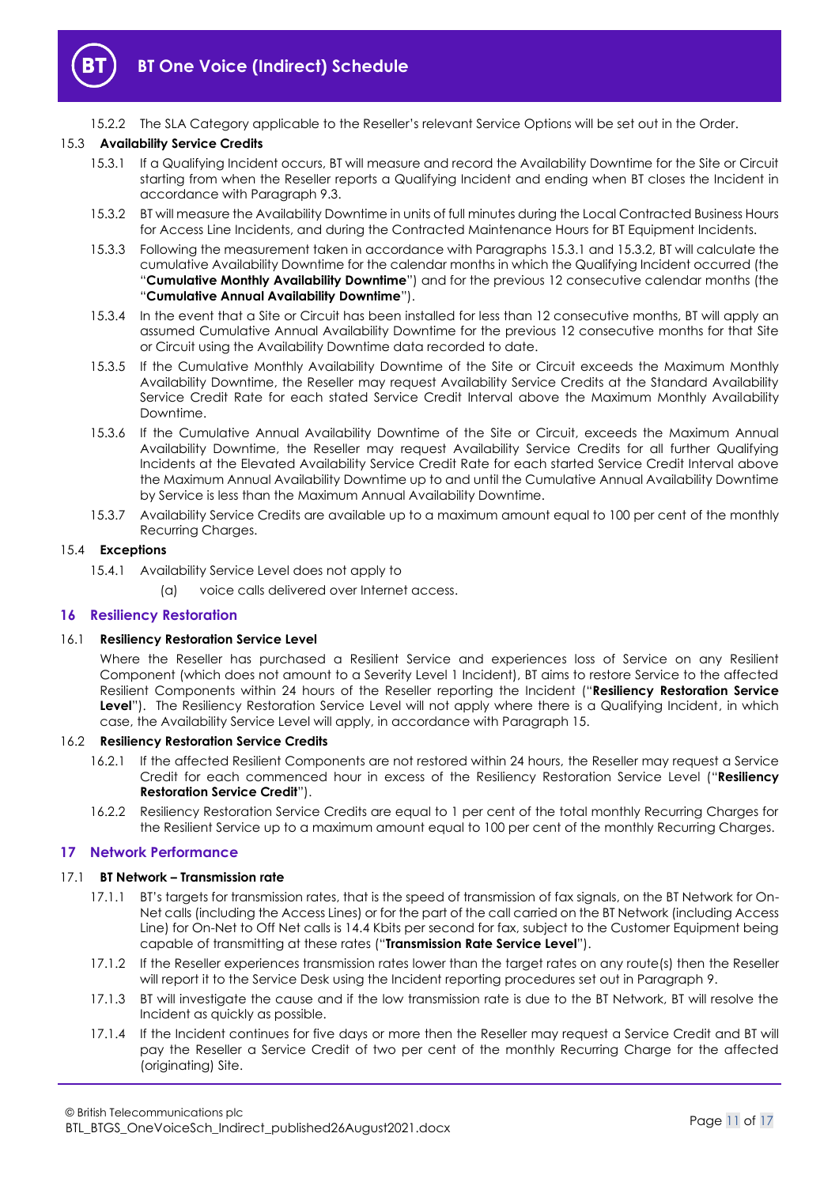15.2.2 The SLA Category applicable to the Reseller's relevant Service Options will be set out in the Order.

15.3 **Availability Service Credits**

15.3.1 If a Qualifying Incident occurs, BT will measure and record the Availability Downtime for the Site or Circuit starting from when the Reseller reports a Qualifying Incident and ending when BT closes the Incident in accordance with Paragraph 9.3.

15.3.2 BT will measure the Availability Downtime in units of full minutes during the Local Contracted Business Hours for Access Line Incidents, and during the Contracted Maintenance Hours for BT Equipment Incidents.

15.3.3 Following the measurement taken in accordance with Paragraphs 15.3.1 and 15.3.2, BT will calculate the cumulative Availability Downtime for the calendar months in which the Qualifying Incident occurred (the "**Cumulative Monthly Availability Downtime**") and for the previous 12 consecutive calendar months (the "**Cumulative Annual Availability Downtime**").

15.3.4 In the event that a Site or Circuit has been installed for less than 12 consecutive months, BT will apply an assumed Cumulative Annual Availability Downtime for the previous 12 consecutive months for that Site or Circuit using the Availability Downtime data recorded to date.

15.3.5 If the Cumulative Monthly Availability Downtime of the Site or Circuit exceeds the Maximum Monthly Availability Downtime, the Reseller may request Availability Service Credits at the Standard Availability Service Credit Rate for each stated Service Credit Interval above the Maximum Monthly Availability Downtime.

15.3.6 If the Cumulative Annual Availability Downtime of the Site or Circuit, exceeds the Maximum Annual Availability Downtime, the Reseller may request Availability Service Credits for all further Qualifying Incidents at the Elevated Availability Service Credit Rate for each started Service Credit Interval above the Maximum Annual Availability Downtime up to and until the Cumulative Annual Availability Downtime by Service is less than the Maximum Annual Availability Downtime.

15.3.7 Availability Service Credits are available up to a maximum amount equal to 100 per cent of the monthly Recurring Charges.

15.4 **Exceptions**

15.4.1 Availability Service Level does not apply to

(a) voice calls delivered over Internet access.

## 16 Resiliency Restoration

16.1 **Resiliency Restoration Service Level**

Where the Reseller has purchased a Resilient Service and experiences loss of Service on any Resilient Component (which does not amount to a Severity Level 1 Incident), BT aims to restore Service to the affected Resilient Components within 24 hours of the Reseller reporting the Incident ("**Resiliency Restoration Service Level**"). The Resiliency Restoration Service Level will not apply where there is a Qualifying Incident, in which case, the Availability Service Level will apply, in accordance with Paragraph 15.

16.2 **Resiliency Restoration Service Credits**

16.2.1 If the affected Resilient Components are not restored within 24 hours, the Reseller may request a Service Credit for each commenced hour in excess of the Resiliency Restoration Service Level ("**Resiliency Restoration Service Credit**").

16.2.2 Resiliency Restoration Service Credits are equal to 1 per cent of the total monthly Recurring Charges for the Resilient Service up to a maximum amount equal to 100 per cent of the monthly Recurring Charges.

## 17 Network Performance

17.1 **BT Network – Transmission rate**

17.1.1 BT's targets for transmission rates, that is the speed of transmission of fax signals, on the BT Network for On-Net calls (including the Access Lines) or for the part of the call carried on the BT Network (including Access Line) for On-Net to Off Net calls is 14.4 Kbits per second for fax, subject to the Customer Equipment being capable of transmitting at these rates ("**Transmission Rate Service Level**").

17.1.2 If the Reseller experiences transmission rates lower than the target rates on any route(s) then the Reseller will report it to the Service Desk using the Incident reporting procedures set out in Paragraph 9.

17.1.3 BT will investigate the cause and if the low transmission rate is due to the BT Network, BT will resolve the Incident as quickly as possible.

17.1.4 If the Incident continues for five days or more then the Reseller may request a Service Credit and BT will pay the Reseller a Service Credit of two per cent of the monthly Recurring Charge for the affected (originating) Site.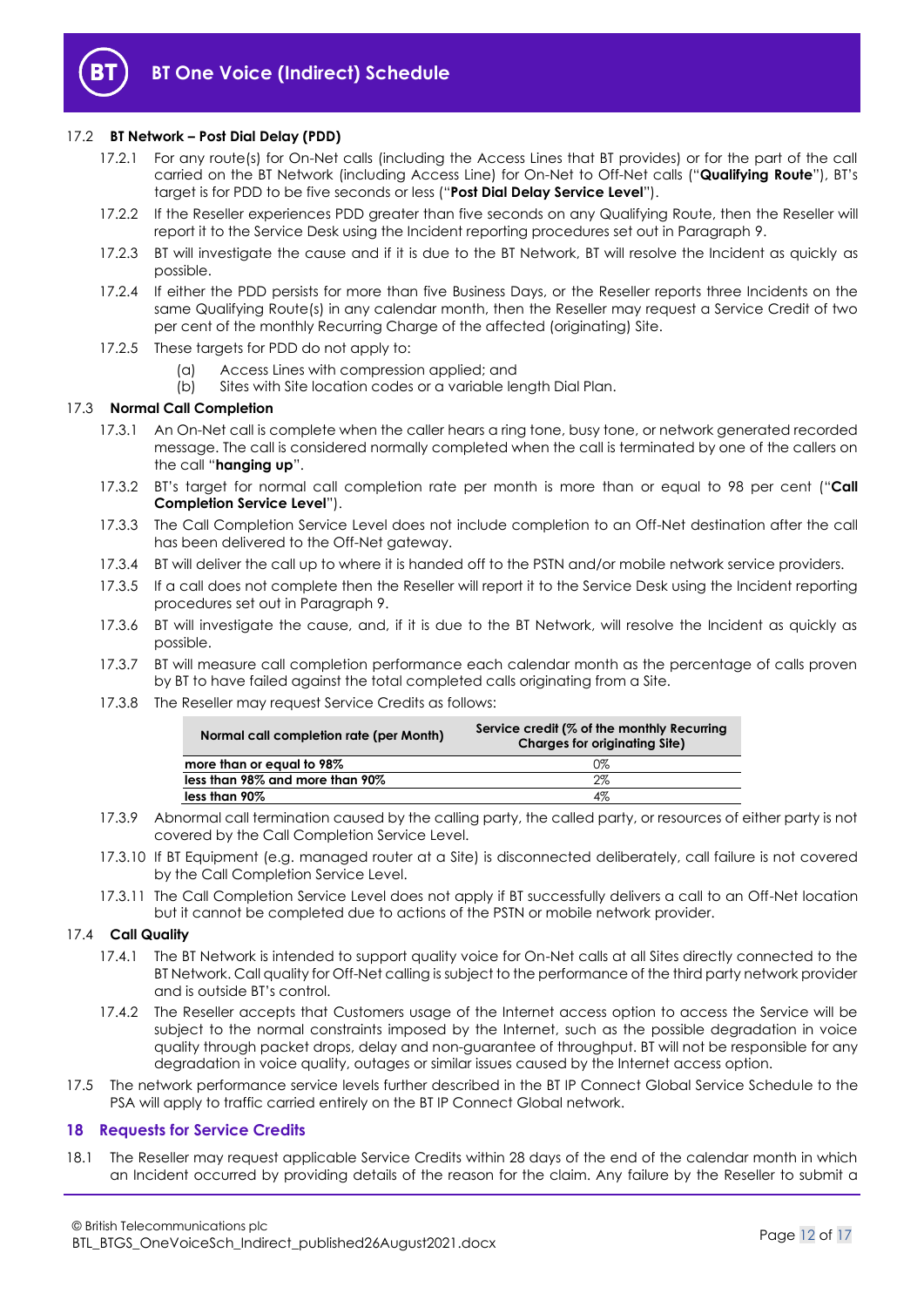17.2 **BT Network – Post Dial Delay (PDD)**

17.2.1 For any route(s) for On-Net calls (including the Access Lines that BT provides) or for the part of the call carried on the BT Network (including Access Line) for On-Net to Off-Net calls ("**Qualifying Route**"), BT's target is for PDD to be five seconds or less ("**Post Dial Delay Service Level**").

17.2.2 If the Reseller experiences PDD greater than five seconds on any Qualifying Route, then the Reseller will report it to the Service Desk using the Incident reporting procedures set out in Paragraph 9.

17.2.3 BT will investigate the cause and if it is due to the BT Network, BT will resolve the Incident as quickly as possible.

17.2.4 If either the PDD persists for more than five Business Days, or the Reseller reports three Incidents on the same Qualifying Route(s) in any calendar month, then the Reseller may request a Service Credit of two per cent of the monthly Recurring Charge of the affected (originating) Site.

17.2.5 These targets for PDD do not apply to:

(a) Access Lines with compression applied; and
(b) Sites with Site location codes or a variable length Dial Plan.

17.3 **Normal Call Completion**

17.3.1 An On-Net call is complete when the caller hears a ring tone, busy tone, or network generated recorded message. The call is considered normally completed when the call is terminated by one of the callers on the call "**hanging up**".

17.3.2 BT's target for normal call completion rate per month is more than or equal to 98 per cent ("**Call Completion Service Level**").

17.3.3 The Call Completion Service Level does not include completion to an Off-Net destination after the call has been delivered to the Off-Net gateway.

17.3.4 BT will deliver the call up to where it is handed off to the PSTN and/or mobile network service providers.

17.3.5 If a call does not complete then the Reseller will report it to the Service Desk using the Incident reporting procedures set out in Paragraph 9.

17.3.6 BT will investigate the cause, and, if it is due to the BT Network, will resolve the Incident as quickly as possible.

17.3.7 BT will measure call completion performance each calendar month as the percentage of calls proven by BT to have failed against the total completed calls originating from a Site.

17.3.8 The Reseller may request Service Credits as follows:

| Normal call completion rate (per Month) | Service credit (% of the monthly Recurring Charges for originating Site) |
|---|---|
| more than or equal to 98% | 0% |
| less than 98% and more than 90% | 2% |
| less than 90% | 4% |

17.3.9 Abnormal call termination caused by the calling party, the called party, or resources of either party is not covered by the Call Completion Service Level.

17.3.10 If BT Equipment (e.g. managed router at a Site) is disconnected deliberately, call failure is not covered by the Call Completion Service Level.

17.3.11 The Call Completion Service Level does not apply if BT successfully delivers a call to an Off-Net location but it cannot be completed due to actions of the PSTN or mobile network provider.

17.4 **Call Quality**

17.4.1 The BT Network is intended to support quality voice for On-Net calls at all Sites directly connected to the BT Network. Call quality for Off-Net calling is subject to the performance of the third party network provider and is outside BT's control.

17.4.2 The Reseller accepts that Customers usage of the Internet access option to access the Service will be subject to the normal constraints imposed by the Internet, such as the possible degradation in voice quality through packet drops, delay and non-guarantee of throughput. BT will not be responsible for any degradation in voice quality, outages or similar issues caused by the Internet access option.

17.5 The network performance service levels further described in the BT IP Connect Global Service Schedule to the PSA will apply to traffic carried entirely on the BT IP Connect Global network.

## 18 Requests for Service Credits

18.1 The Reseller may request applicable Service Credits within 28 days of the end of the calendar month in which an Incident occurred by providing details of the reason for the claim. Any failure by the Reseller to submit a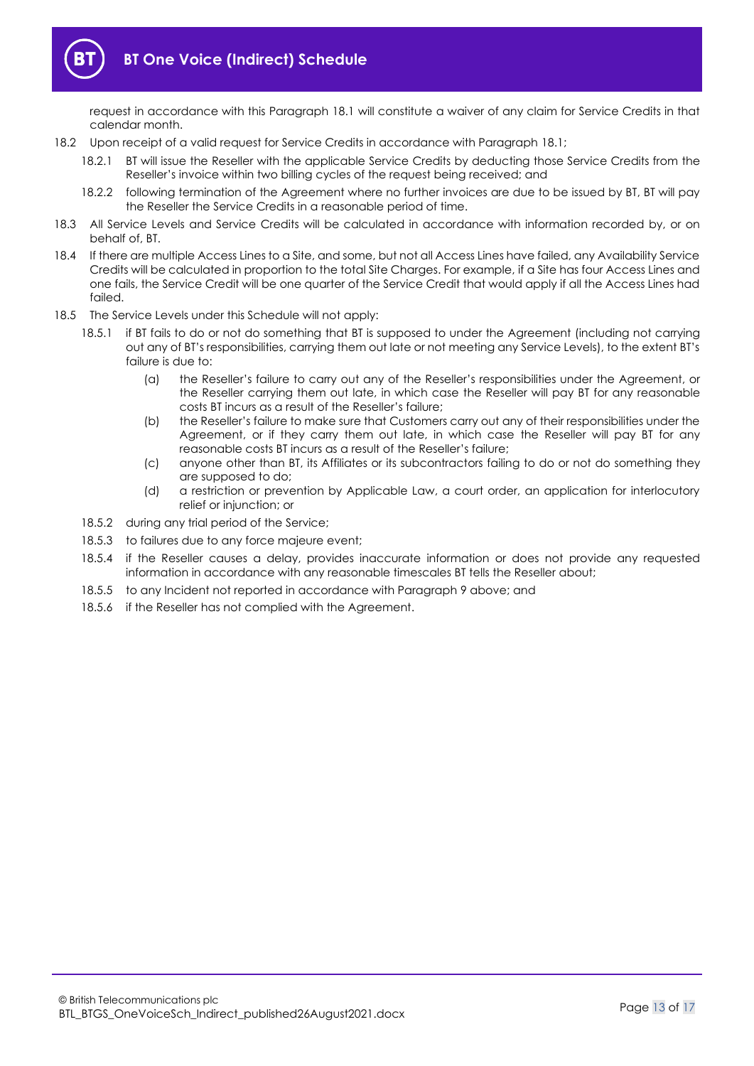request in accordance with this Paragraph 18.1 will constitute a waiver of any claim for Service Credits in that calendar month.

18.2 Upon receipt of a valid request for Service Credits in accordance with Paragraph 18.1;

18.2.1 BT will issue the Reseller with the applicable Service Credits by deducting those Service Credits from the Reseller's invoice within two billing cycles of the request being received; and

18.2.2 following termination of the Agreement where no further invoices are due to be issued by BT, BT will pay the Reseller the Service Credits in a reasonable period of time.

18.3 All Service Levels and Service Credits will be calculated in accordance with information recorded by, or on behalf of, BT.

18.4 If there are multiple Access Lines to a Site, and some, but not all Access Lines have failed, any Availability Service Credits will be calculated in proportion to the total Site Charges. For example, if a Site has four Access Lines and one fails, the Service Credit will be one quarter of the Service Credit that would apply if all the Access Lines had failed.

18.5 The Service Levels under this Schedule will not apply:

18.5.1 if BT fails to do or not do something that BT is supposed to under the Agreement (including not carrying out any of BT's responsibilities, carrying them out late or not meeting any Service Levels), to the extent BT's failure is due to:

(a) the Reseller's failure to carry out any of the Reseller's responsibilities under the Agreement, or the Reseller carrying them out late, in which case the Reseller will pay BT for any reasonable costs BT incurs as a result of the Reseller's failure;

(b) the Reseller's failure to make sure that Customers carry out any of their responsibilities under the Agreement, or if they carry them out late, in which case the Reseller will pay BT for any reasonable costs BT incurs as a result of the Reseller's failure;

(c) anyone other than BT, its Affiliates or its subcontractors failing to do or not do something they are supposed to do;

(d) a restriction or prevention by Applicable Law, a court order, an application for interlocutory relief or injunction; or

18.5.2 during any trial period of the Service;

18.5.3 to failures due to any force majeure event;

18.5.4 if the Reseller causes a delay, provides inaccurate information or does not provide any requested information in accordance with any reasonable timescales BT tells the Reseller about;

18.5.5 to any Incident not reported in accordance with Paragraph 9 above; and

18.5.6 if the Reseller has not complied with the Agreement.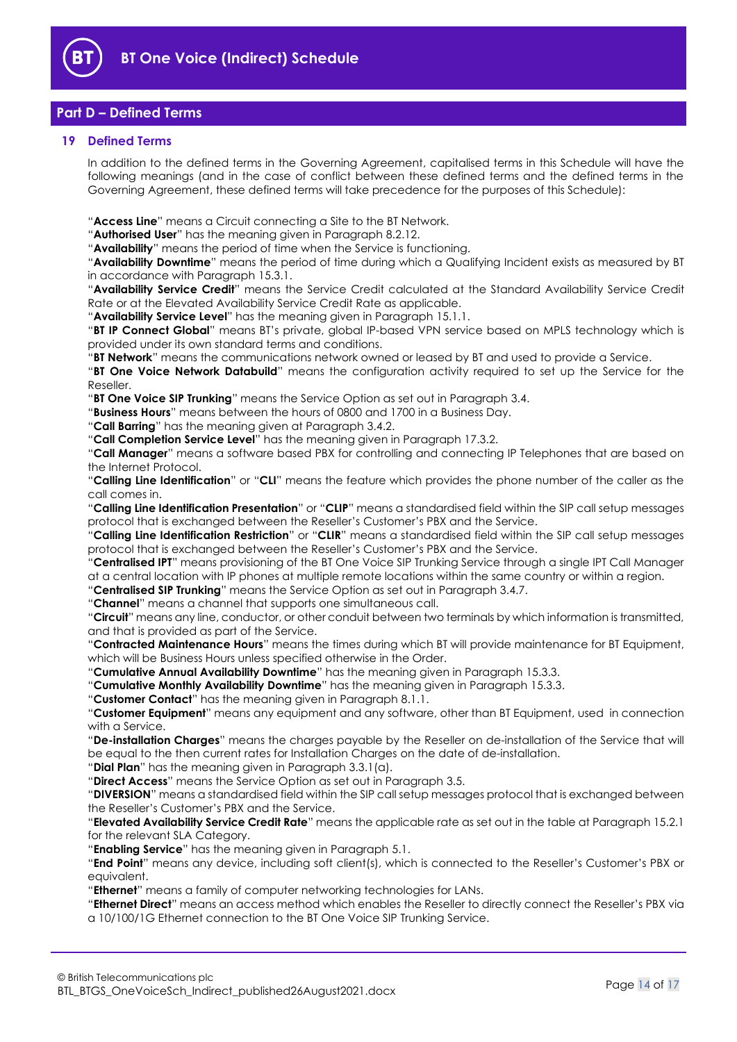## Part D – Defined Terms

### 19 Defined Terms

In addition to the defined terms in the Governing Agreement, capitalised terms in this Schedule will have the following meanings (and in the case of conflict between these defined terms and the defined terms in the Governing Agreement, these defined terms will take precedence for the purposes of this Schedule):

"**Access Line**" means a Circuit connecting a Site to the BT Network.

"**Authorised User**" has the meaning given in Paragraph 8.2.12.

"**Availability**" means the period of time when the Service is functioning.

"**Availability Downtime**" means the period of time during which a Qualifying Incident exists as measured by BT in accordance with Paragraph 15.3.1.

"**Availability Service Credit**" means the Service Credit calculated at the Standard Availability Service Credit Rate or at the Elevated Availability Service Credit Rate as applicable.

"**Availability Service Level**" has the meaning given in Paragraph 15.1.1.

"**BT IP Connect Global**" means BT's private, global IP-based VPN service based on MPLS technology which is provided under its own standard terms and conditions.

"**BT Network**" means the communications network owned or leased by BT and used to provide a Service.

"**BT One Voice Network Databuild**" means the configuration activity required to set up the Service for the Reseller.

"**BT One Voice SIP Trunking**" means the Service Option as set out in Paragraph 3.4.

"**Business Hours**" means between the hours of 0800 and 1700 in a Business Day.

"**Call Barring**" has the meaning given at Paragraph 3.4.2.

"**Call Completion Service Level**" has the meaning given in Paragraph 17.3.2.

"**Call Manager**" means a software based PBX for controlling and connecting IP Telephones that are based on the Internet Protocol.

"**Calling Line Identification**" or "**CLI**" means the feature which provides the phone number of the caller as the call comes in.

"**Calling Line Identification Presentation**" or "**CLIP**" means a standardised field within the SIP call setup messages protocol that is exchanged between the Reseller's Customer's PBX and the Service.

"**Calling Line Identification Restriction**" or "**CLIR**" means a standardised field within the SIP call setup messages protocol that is exchanged between the Reseller's Customer's PBX and the Service.

"**Centralised IPT**" means provisioning of the BT One Voice SIP Trunking Service through a single IPT Call Manager at a central location with IP phones at multiple remote locations within the same country or within a region.

"**Centralised SIP Trunking**" means the Service Option as set out in Paragraph 3.4.7.

"**Channel**" means a channel that supports one simultaneous call.

"**Circuit**" means any line, conductor, or other conduit between two terminals by which information is transmitted, and that is provided as part of the Service.

"**Contracted Maintenance Hours**" means the times during which BT will provide maintenance for BT Equipment, which will be Business Hours unless specified otherwise in the Order.

"**Cumulative Annual Availability Downtime**" has the meaning given in Paragraph 15.3.3.

"**Cumulative Monthly Availability Downtime**" has the meaning given in Paragraph 15.3.3.

"**Customer Contact**" has the meaning given in Paragraph 8.1.1.

"**Customer Equipment**" means any equipment and any software, other than BT Equipment, used in connection with a Service.

"**De-installation Charges**" means the charges payable by the Reseller on de-installation of the Service that will be equal to the then current rates for Installation Charges on the date of de-installation.

"**Dial Plan**" has the meaning given in Paragraph 3.3.1(a).

"**Direct Access**" means the Service Option as set out in Paragraph 3.5.

"**DIVERSION**" means a standardised field within the SIP call setup messages protocol that is exchanged between the Reseller's Customer's PBX and the Service.

"**Elevated Availability Service Credit Rate**" means the applicable rate as set out in the table at Paragraph 15.2.1 for the relevant SLA Category.

"**Enabling Service**" has the meaning given in Paragraph 5.1.

"**End Point**" means any device, including soft client(s), which is connected to the Reseller's Customer's PBX or equivalent.

"**Ethernet**" means a family of computer networking technologies for LANs.

"**Ethernet Direct**" means an access method which enables the Reseller to directly connect the Reseller's PBX via a 10/100/1G Ethernet connection to the BT One Voice SIP Trunking Service.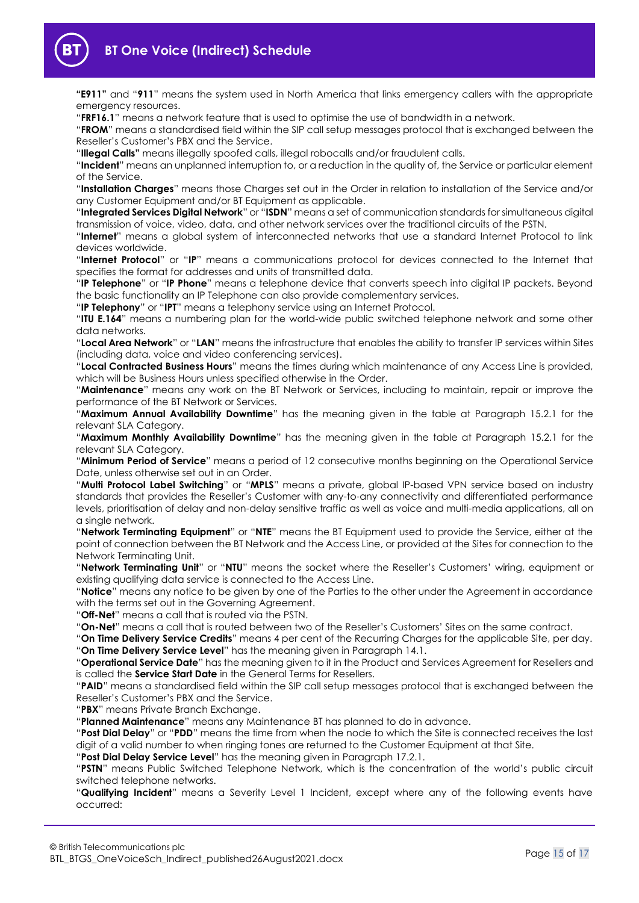"**E911**" and "**911**" means the system used in North America that links emergency callers with the appropriate emergency resources.

"**FRF16.1**" means a network feature that is used to optimise the use of bandwidth in a network.

"**FROM**" means a standardised field within the SIP call setup messages protocol that is exchanged between the Reseller's Customer's PBX and the Service.

"**Illegal Calls**" means illegally spoofed calls, illegal robocalls and/or fraudulent calls.

"**Incident**" means an unplanned interruption to, or a reduction in the quality of, the Service or particular element of the Service.

"**Installation Charges**" means those Charges set out in the Order in relation to installation of the Service and/or any Customer Equipment and/or BT Equipment as applicable.

"**Integrated Services Digital Network**" or "**ISDN**" means a set of communication standards for simultaneous digital transmission of voice, video, data, and other network services over the traditional circuits of the PSTN.

"**Internet**" means a global system of interconnected networks that use a standard Internet Protocol to link devices worldwide.

"**Internet Protocol**" or "**IP**" means a communications protocol for devices connected to the Internet that specifies the format for addresses and units of transmitted data.

"**IP Telephone**" or "**IP Phone**" means a telephone device that converts speech into digital IP packets. Beyond the basic functionality an IP Telephone can also provide complementary services.

"**IP Telephony**" or "**IPT**" means a telephony service using an Internet Protocol.

"**ITU E.164**" means a numbering plan for the world-wide public switched telephone network and some other data networks.

"**Local Area Network**" or "**LAN**" means the infrastructure that enables the ability to transfer IP services within Sites (including data, voice and video conferencing services).

"**Local Contracted Business Hours**" means the times during which maintenance of any Access Line is provided, which will be Business Hours unless specified otherwise in the Order.

"**Maintenance**" means any work on the BT Network or Services, including to maintain, repair or improve the performance of the BT Network or Services.

"**Maximum Annual Availability Downtime**" has the meaning given in the table at Paragraph 15.2.1 for the relevant SLA Category.

"**Maximum Monthly Availability Downtime**" has the meaning given in the table at Paragraph 15.2.1 for the relevant SLA Category.

"**Minimum Period of Service**" means a period of 12 consecutive months beginning on the Operational Service Date, unless otherwise set out in an Order.

"**Multi Protocol Label Switching**" or "**MPLS**" means a private, global IP-based VPN service based on industry standards that provides the Reseller's Customer with any-to-any connectivity and differentiated performance levels, prioritisation of delay and non-delay sensitive traffic as well as voice and multi-media applications, all on a single network.

"**Network Terminating Equipment**" or "**NTE**" means the BT Equipment used to provide the Service, either at the point of connection between the BT Network and the Access Line, or provided at the Sites for connection to the Network Terminating Unit.

"**Network Terminating Unit**" or "**NTU**" means the socket where the Reseller's Customers' wiring, equipment or existing qualifying data service is connected to the Access Line.

"**Notice**" means any notice to be given by one of the Parties to the other under the Agreement in accordance with the terms set out in the Governing Agreement.

"**Off-Net**" means a call that is routed via the PSTN.

"**On-Net**" means a call that is routed between two of the Reseller's Customers' Sites on the same contract.

"**On Time Delivery Service Credits**" means 4 per cent of the Recurring Charges for the applicable Site, per day.

"**On Time Delivery Service Level**" has the meaning given in Paragraph 14.1.

"**Operational Service Date**" has the meaning given to it in the Product and Services Agreement for Resellers and is called the **Service Start Date** in the General Terms for Resellers.

"**PAID**" means a standardised field within the SIP call setup messages protocol that is exchanged between the Reseller's Customer's PBX and the Service.

"**PBX**" means Private Branch Exchange.

"**Planned Maintenance**" means any Maintenance BT has planned to do in advance.

"**Post Dial Delay**" or "**PDD**" means the time from when the node to which the Site is connected receives the last digit of a valid number to when ringing tones are returned to the Customer Equipment at that Site.

"**Post Dial Delay Service Level**" has the meaning given in Paragraph 17.2.1.

"**PSTN**" means Public Switched Telephone Network, which is the concentration of the world's public circuit switched telephone networks.

"**Qualifying Incident**" means a Severity Level 1 Incident, except where any of the following events have occurred: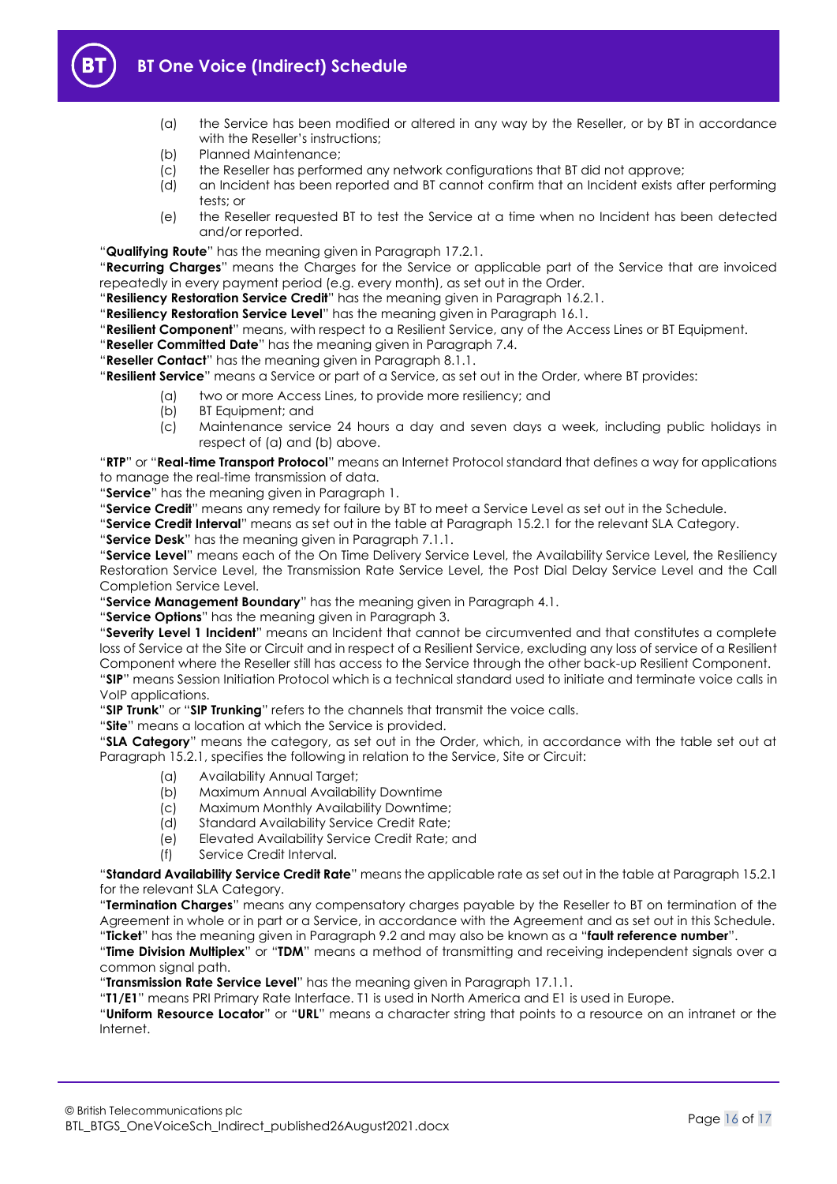(a) the Service has been modified or altered in any way by the Reseller, or by BT in accordance with the Reseller's instructions;
(b) Planned Maintenance;
(c) the Reseller has performed any network configurations that BT did not approve;
(d) an Incident has been reported and BT cannot confirm that an Incident exists after performing tests; or
(e) the Reseller requested BT to test the Service at a time when no Incident has been detected and/or reported.

"**Qualifying Route**" has the meaning given in Paragraph 17.2.1.

"**Recurring Charges**" means the Charges for the Service or applicable part of the Service that are invoiced repeatedly in every payment period (e.g. every month), as set out in the Order.

"**Resiliency Restoration Service Credit**" has the meaning given in Paragraph 16.2.1.

"**Resiliency Restoration Service Level**" has the meaning given in Paragraph 16.1.

"**Resilient Component**" means, with respect to a Resilient Service, any of the Access Lines or BT Equipment.

"**Reseller Committed Date**" has the meaning given in Paragraph 7.4.

"**Reseller Contact**" has the meaning given in Paragraph 8.1.1.

"**Resilient Service**" means a Service or part of a Service, as set out in the Order, where BT provides:

(a) two or more Access Lines, to provide more resiliency; and
(b) BT Equipment; and
(c) Maintenance service 24 hours a day and seven days a week, including public holidays in respect of (a) and (b) above.

"**RTP**" or "**Real-time Transport Protocol**" means an Internet Protocol standard that defines a way for applications to manage the real-time transmission of data.

"**Service**" has the meaning given in Paragraph 1.

"**Service Credit**" means any remedy for failure by BT to meet a Service Level as set out in the Schedule.

"**Service Credit Interval**" means as set out in the table at Paragraph 15.2.1 for the relevant SLA Category.

"**Service Desk**" has the meaning given in Paragraph 7.1.1.

"**Service Level**" means each of the On Time Delivery Service Level, the Availability Service Level, the Resiliency Restoration Service Level, the Transmission Rate Service Level, the Post Dial Delay Service Level and the Call Completion Service Level.

"**Service Management Boundary**" has the meaning given in Paragraph 4.1.

"**Service Options**" has the meaning given in Paragraph 3.

"**Severity Level 1 Incident**" means an Incident that cannot be circumvented and that constitutes a complete loss of Service at the Site or Circuit and in respect of a Resilient Service, excluding any loss of service of a Resilient Component where the Reseller still has access to the Service through the other back-up Resilient Component.

"**SIP**" means Session Initiation Protocol which is a technical standard used to initiate and terminate voice calls in VoIP applications.

"**SIP Trunk**" or "**SIP Trunking**" refers to the channels that transmit the voice calls.

"**Site**" means a location at which the Service is provided.

"**SLA Category**" means the category, as set out in the Order, which, in accordance with the table set out at Paragraph 15.2.1, specifies the following in relation to the Service, Site or Circuit:

(a) Availability Annual Target;
(b) Maximum Annual Availability Downtime
(c) Maximum Monthly Availability Downtime;
(d) Standard Availability Service Credit Rate;
(e) Elevated Availability Service Credit Rate; and
(f) Service Credit Interval.

"**Standard Availability Service Credit Rate**" means the applicable rate as set out in the table at Paragraph 15.2.1 for the relevant SLA Category.

"**Termination Charges**" means any compensatory charges payable by the Reseller to BT on termination of the Agreement in whole or in part or a Service, in accordance with the Agreement and as set out in this Schedule.

"**Ticket**" has the meaning given in Paragraph 9.2 and may also be known as a "**fault reference number**".

"**Time Division Multiplex**" or "**TDM**" means a method of transmitting and receiving independent signals over a common signal path.

"**Transmission Rate Service Level**" has the meaning given in Paragraph 17.1.1.

"**T1/E1**" means PRI Primary Rate Interface. T1 is used in North America and E1 is used in Europe.

"**Uniform Resource Locator**" or "**URL**" means a character string that points to a resource on an intranet or the Internet.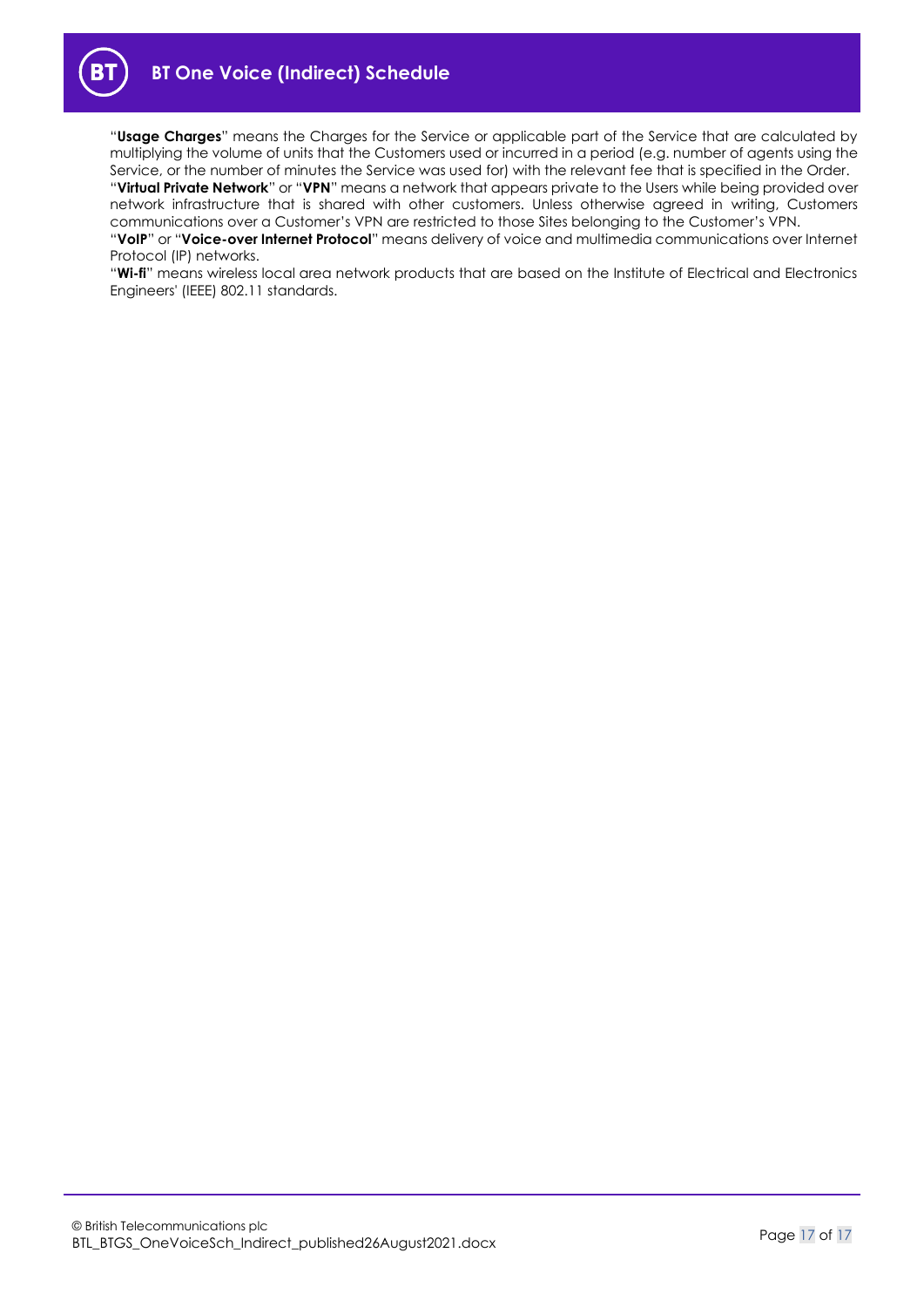"**Usage Charges**" means the Charges for the Service or applicable part of the Service that are calculated by multiplying the volume of units that the Customers used or incurred in a period (e.g. number of agents using the Service, or the number of minutes the Service was used for) with the relevant fee that is specified in the Order.

"**Virtual Private Network**" or "**VPN**" means a network that appears private to the Users while being provided over network infrastructure that is shared with other customers. Unless otherwise agreed in writing, Customers communications over a Customer's VPN are restricted to those Sites belonging to the Customer's VPN.

"**VoIP**" or "**Voice-over Internet Protocol**" means delivery of voice and multimedia communications over Internet Protocol (IP) networks.

"**Wi-fi**" means wireless local area network products that are based on the Institute of Electrical and Electronics Engineers' (IEEE) 802.11 standards.